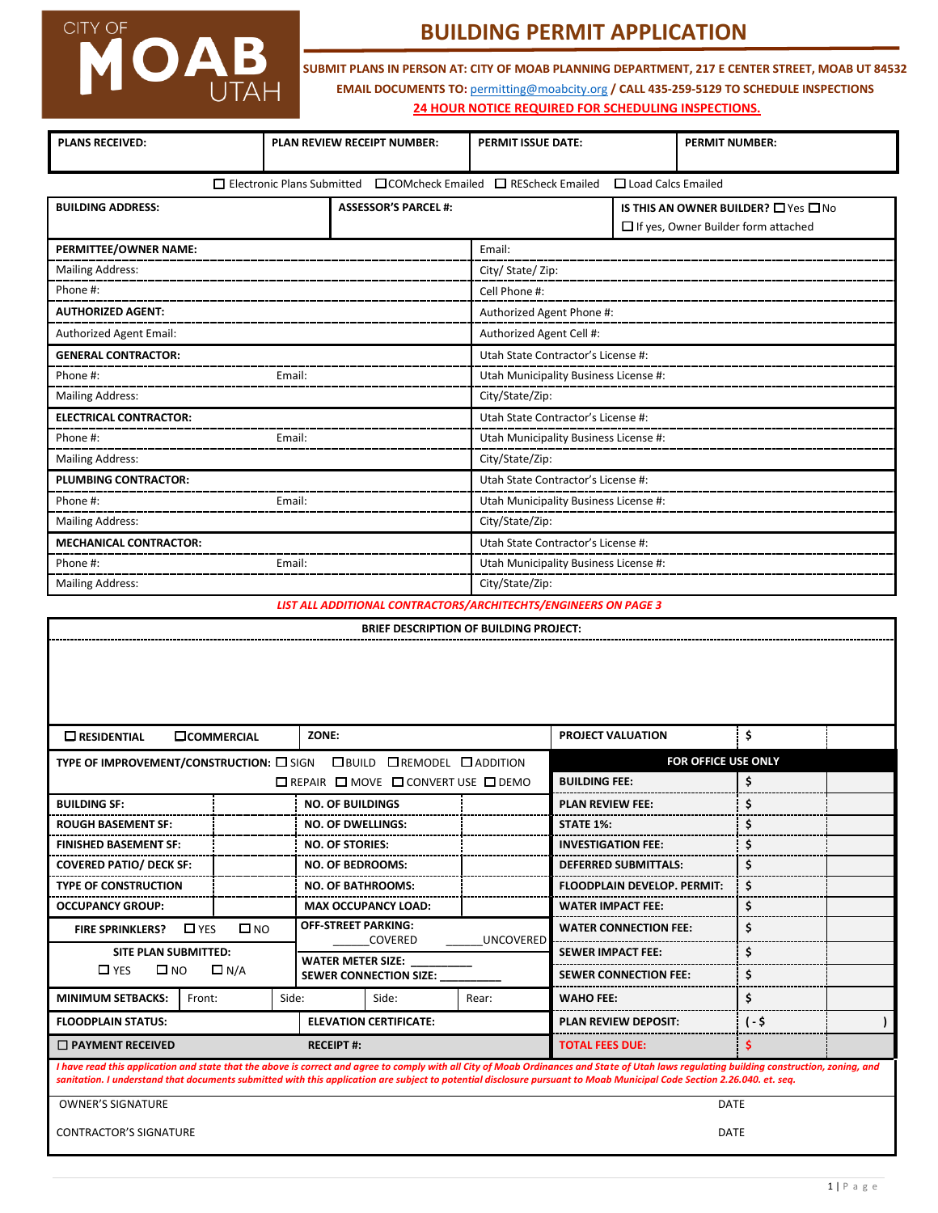CITY OF MOAB UTAH

# BUILDING PERMIT APPLICATION

**SUBMIT PLANS IN PERSON AT: CITY OF MOAB PLANNING DEPARTMENT, 217 E CENTER STREET, MOAB UT 84532**

**EMAIL DOCUMENTS TO: permitting@moabcity.org / CALL 435-259-5129 TO SCHEDULE INSPECTIONS**

**24 HOUR NOTICE REQUIRED FOR SCHEDULING INSPECTIONS.**

| PLANS RECEIVED: | PLAN REVIEW RECEIPT NUMBER: | PERMIT ISSUE DATE: | PERMIT NUMBER: |
|---|---|---|---|
| | | | |

☐ Electronic Plans Submitted ☐ COMcheck Emailed ☐ REScheck Emailed ☐ Load Calcs Emailed

| BUILDING ADDRESS: | ASSESSOR'S PARCEL #: | IS THIS AN OWNER BUILDER? ☐ Yes ☐ No<br>☐ If yes, Owner Builder form attached |
|---|---|---|

| | |
|---|---|
| **PERMITTEE/OWNER NAME:** | Email: |
| Mailing Address: | City/ State/ Zip: |
| Phone #: | Cell Phone #: |
| **AUTHORIZED AGENT:** | Authorized Agent Phone #: |
| Authorized Agent Email: | Authorized Agent Cell #: |
| **GENERAL CONTRACTOR:** | Utah State Contractor's License #: |
| Phone #: Email: | Utah Municipality Business License #: |
| Mailing Address: | City/State/Zip: |
| **ELECTRICAL CONTRACTOR:** | Utah State Contractor's License #: |
| Phone #: Email: | Utah Municipality Business License #: |
| Mailing Address: | City/State/Zip: |
| **PLUMBING CONTRACTOR:** | Utah State Contractor's License #: |
| Phone #: Email: | Utah Municipality Business License #: |
| Mailing Address: | City/State/Zip: |
| **MECHANICAL CONTRACTOR:** | Utah State Contractor's License #: |
| Phone #: Email: | Utah Municipality Business License #: |
| Mailing Address: | City/State/Zip: |

***LIST ALL ADDITIONAL CONTRACTORS/ARCHITECHTS/ENGINEERS ON PAGE 3***

**BRIEF DESCRIPTION OF BUILDING PROJECT:**

| | | | | | |
|---|---|---|---|---|---|
| ☐ **RESIDENTIAL** ☐ **COMMERCIAL** | | **ZONE:** | | **PROJECT VALUATION** | $ |
| **TYPE OF IMPROVEMENT/CONSTRUCTION:** ☐ SIGN ☐ BUILD ☐ REMODEL ☐ ADDITION ☐ REPAIR ☐ MOVE ☐ CONVERT USE ☐ DEMO | | | | **FOR OFFICE USE ONLY** | |
| | | | | **BUILDING FEE:** | $ |
| **BUILDING SF:** | | **NO. OF BUILDINGS** | | **PLAN REVIEW FEE:** | $ |
| **ROUGH BASEMENT SF:** | | **NO. OF DWELLINGS:** | | **STATE 1%:** | $ |
| **FINISHED BASEMENT SF:** | | **NO. OF STORIES:** | | **INVESTIGATION FEE:** | $ |
| **COVERED PATIO/ DECK SF:** | | **NO. OF BEDROOMS:** | | **DEFERRED SUBMITTALS:** | $ |
| **TYPE OF CONSTRUCTION** | | **NO. OF BATHROOMS:** | | **FLOODPLAIN DEVELOP. PERMIT:** | $ |
| **OCCUPANCY GROUP:** | | **MAX OCCUPANCY LOAD:** | | **WATER IMPACT FEE:** | $ |
| **FIRE SPRINKLERS?** ☐ YES ☐ NO | | **OFF-STREET PARKING:** ______COVERED ______UNCOVERED | | **WATER CONNECTION FEE:** | $ |
| **SITE PLAN SUBMITTED:** ☐ YES ☐ NO ☐ N/A | | **WATER METER SIZE:** __________ | | **SEWER IMPACT FEE:** | $ |
| | | **SEWER CONNECTION SIZE:** __________ | | **SEWER CONNECTION FEE:** | $ |
| **MINIMUM SETBACKS:** Front: | Side: | Side: | Rear: | **WAHO FEE:** | $ |
| **FLOODPLAIN STATUS:** | | **ELEVATION CERTIFICATE:** | | **PLAN REVIEW DEPOSIT:** | ( - $ ) |
| ☐ **PAYMENT RECEIVED** | | **RECEIPT #:** | | **TOTAL FEES DUE:** | $ |

***I have read this application and state that the above is correct and agree to comply with all City of Moab Ordinances and State of Utah laws regulating building construction, zoning, and sanitation. I understand that documents submitted with this application are subject to potential disclosure pursuant to Moab Municipal Code Section 2.26.040. et. seq.***

OWNER'S SIGNATURE DATE

CONTRACTOR'S SIGNATURE DATE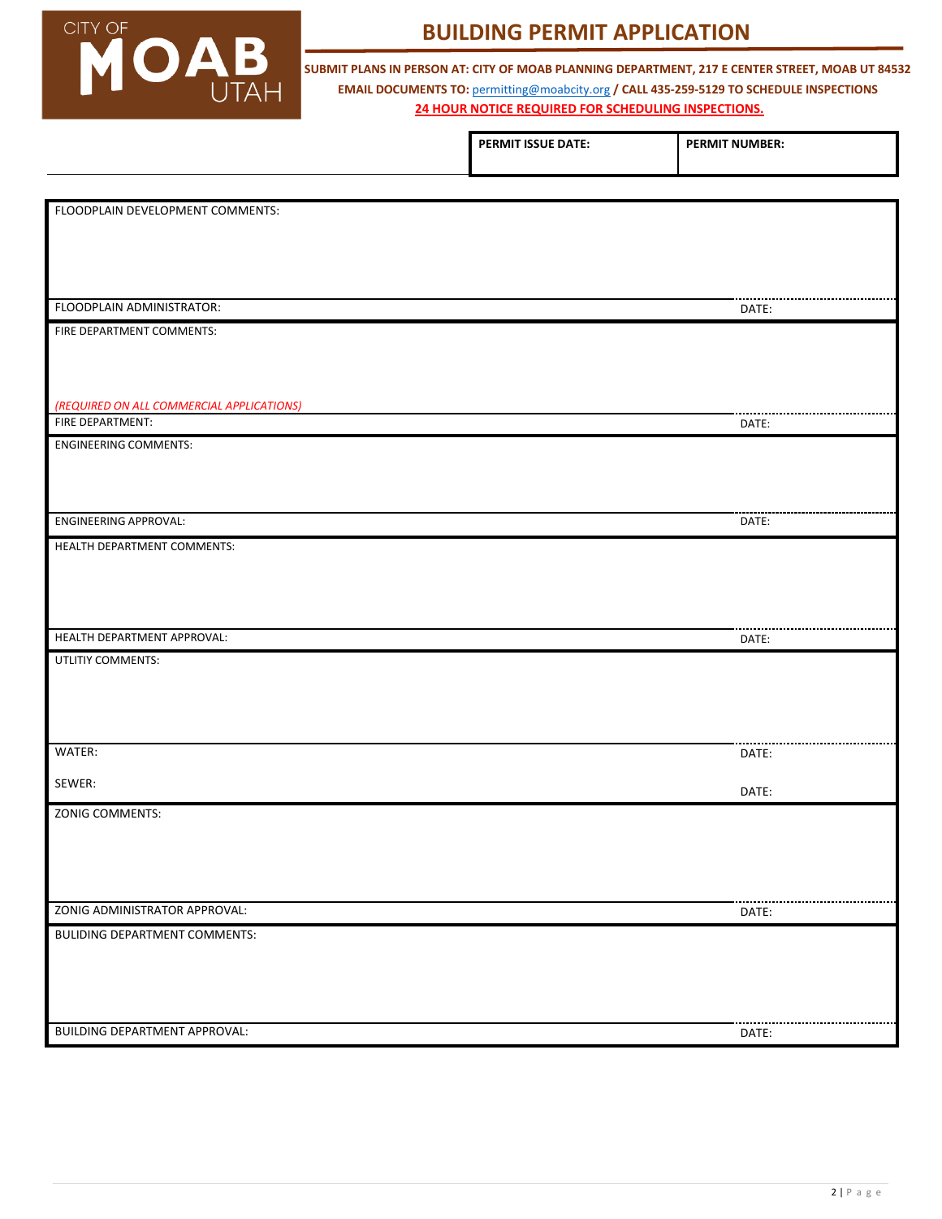CITY OF MOAB UTAH

# BUILDING PERMIT APPLICATION

**SUBMIT PLANS IN PERSON AT: CITY OF MOAB PLANNING DEPARTMENT, 217 E CENTER STREET, MOAB UT 84532**

**EMAIL DOCUMENTS TO: permitting@moabcity.org / CALL 435-259-5129 TO SCHEDULE INSPECTIONS**

**24 HOUR NOTICE REQUIRED FOR SCHEDULING INSPECTIONS.**

| **PERMIT ISSUE DATE:** | **PERMIT NUMBER:** |
| --- | --- |
| | |

FLOODPLAIN DEVELOPMENT COMMENTS:

FLOODPLAIN ADMINISTRATOR: DATE:

FIRE DEPARTMENT COMMENTS:

*(REQUIRED ON ALL COMMERCIAL APPLICATIONS)*

FIRE DEPARTMENT: DATE:

ENGINEERING COMMENTS:

ENGINEERING APPROVAL: DATE:

HEALTH DEPARTMENT COMMENTS:

HEALTH DEPARTMENT APPROVAL: DATE:

UTLITIY COMMENTS:

WATER: DATE:

SEWER: DATE:

ZONIG COMMENTS:

ZONIG ADMINISTRATOR APPROVAL: DATE:

BULIDING DEPARTMENT COMMENTS:

BUILDING DEPARTMENT APPROVAL: DATE: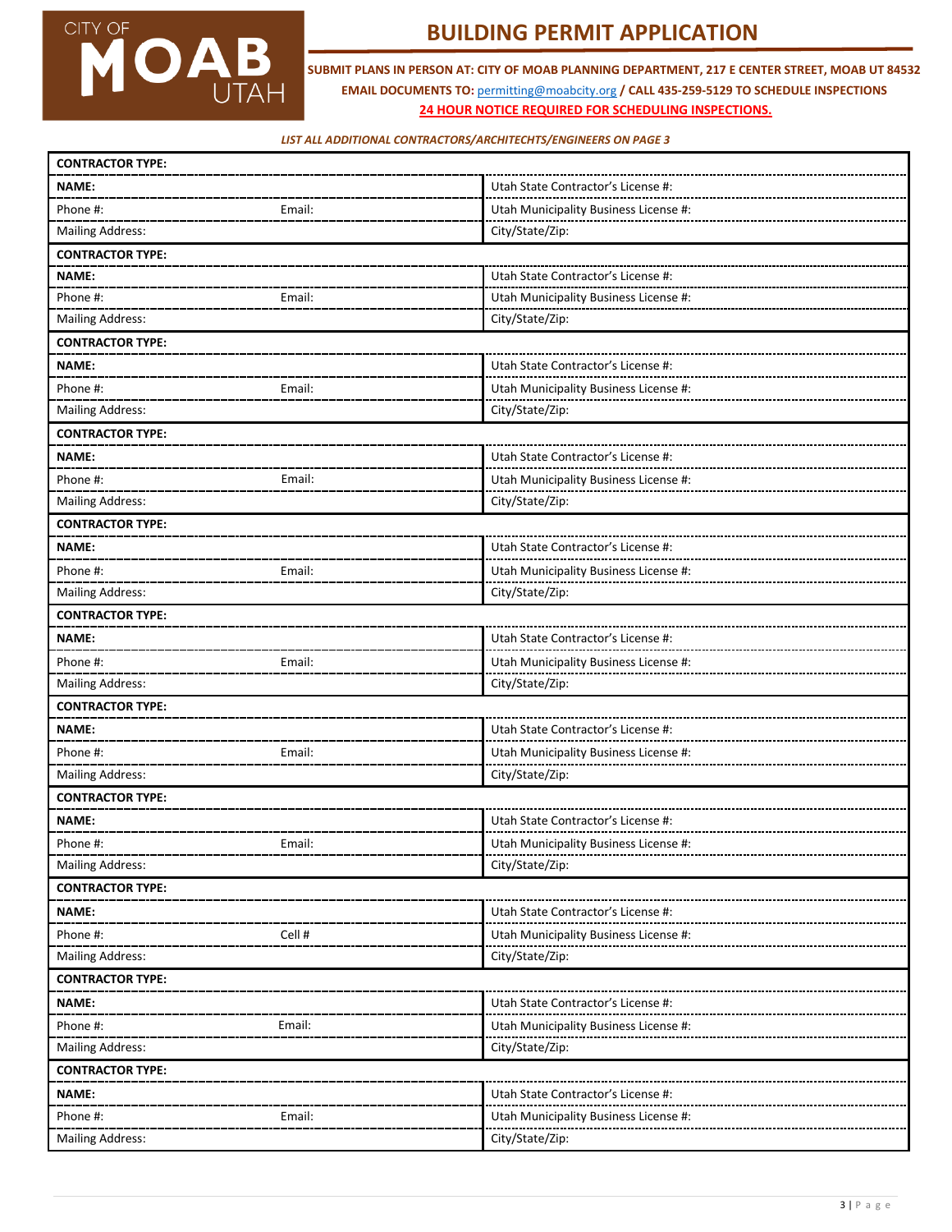# BUILDING PERMIT APPLICATION

**SUBMIT PLANS IN PERSON AT: CITY OF MOAB PLANNING DEPARTMENT, 217 E CENTER STREET, MOAB UT 84532**

**EMAIL DOCUMENTS TO: permitting@moabcity.org / CALL 435-259-5129 TO SCHEDULE INSPECTIONS**

**24 HOUR NOTICE REQUIRED FOR SCHEDULING INSPECTIONS.**

***LIST ALL ADDITIONAL CONTRACTORS/ARCHITECHTS/ENGINEERS ON PAGE 3***

| | | |
|---|---|---|
| **CONTRACTOR TYPE:** | | |
| **NAME:** | | Utah State Contractor's License #: |
| Phone #: | Email: | Utah Municipality Business License #: |
| Mailing Address: | | City/State/Zip: |
| **CONTRACTOR TYPE:** | | |
| **NAME:** | | Utah State Contractor's License #: |
| Phone #: | Email: | Utah Municipality Business License #: |
| Mailing Address: | | City/State/Zip: |
| **CONTRACTOR TYPE:** | | |
| **NAME:** | | Utah State Contractor's License #: |
| Phone #: | Email: | Utah Municipality Business License #: |
| Mailing Address: | | City/State/Zip: |
| **CONTRACTOR TYPE:** | | |
| **NAME:** | | Utah State Contractor's License #: |
| Phone #: | Email: | Utah Municipality Business License #: |
| Mailing Address: | | City/State/Zip: |
| **CONTRACTOR TYPE:** | | |
| **NAME:** | | Utah State Contractor's License #: |
| Phone #: | Email: | Utah Municipality Business License #: |
| Mailing Address: | | City/State/Zip: |
| **CONTRACTOR TYPE:** | | |
| **NAME:** | | Utah State Contractor's License #: |
| Phone #: | Email: | Utah Municipality Business License #: |
| Mailing Address: | | City/State/Zip: |
| **CONTRACTOR TYPE:** | | |
| **NAME:** | | Utah State Contractor's License #: |
| Phone #: | Email: | Utah Municipality Business License #: |
| Mailing Address: | | City/State/Zip: |
| **CONTRACTOR TYPE:** | | |
| **NAME:** | | Utah State Contractor's License #: |
| Phone #: | Email: | Utah Municipality Business License #: |
| Mailing Address: | | City/State/Zip: |
| **CONTRACTOR TYPE:** | | |
| **NAME:** | | Utah State Contractor's License #: |
| Phone #: | Cell # | Utah Municipality Business License #: |
| Mailing Address: | | City/State/Zip: |
| **CONTRACTOR TYPE:** | | |
| **NAME:** | | Utah State Contractor's License #: |
| Phone #: | Email: | Utah Municipality Business License #: |
| Mailing Address: | | City/State/Zip: |
| **CONTRACTOR TYPE:** | | |
| **NAME:** | | Utah State Contractor's License #: |
| Phone #: | Email: | Utah Municipality Business License #: |
| Mailing Address: | | City/State/Zip: |